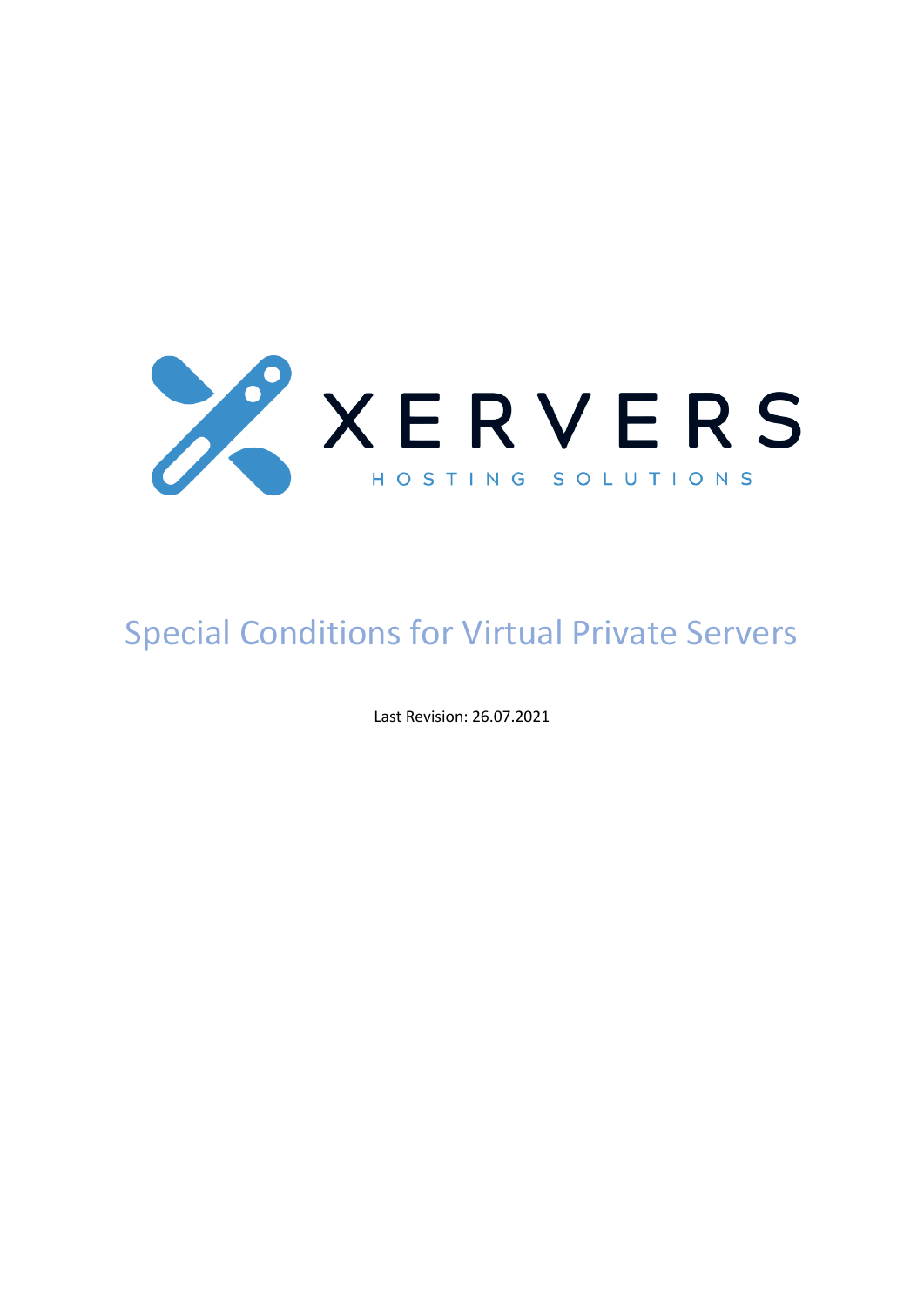XERVERS

HOSTING SOLUTIONS

# Special Conditions for Virtual Private Servers

Last Revision: 26.07.2021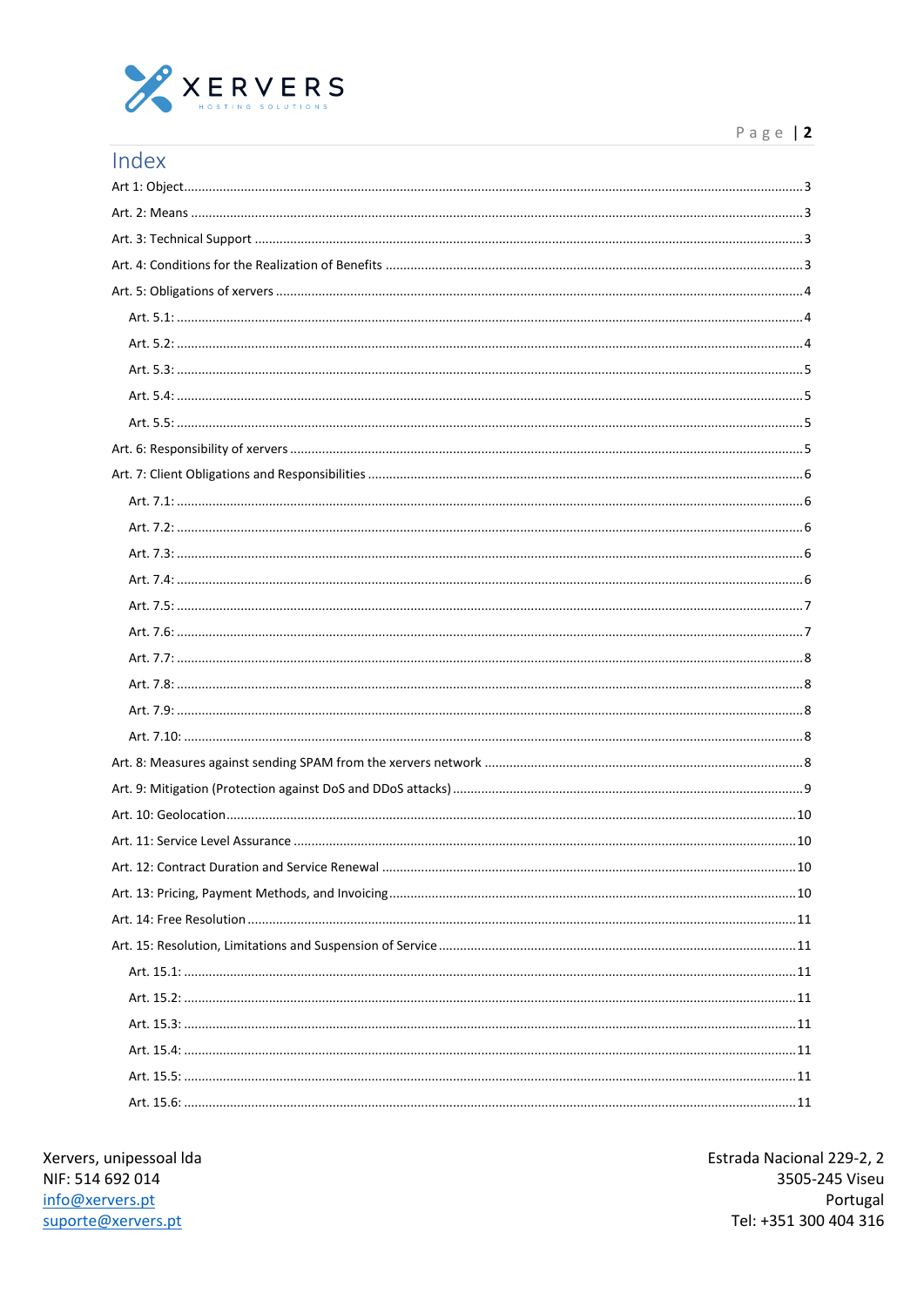# Index

Art 1: Object....................3

Art. 2: Means....................3

Art. 3: Technical Support....................3

Art. 4: Conditions for the Realization of Benefits....................3

Art. 5: Obligations of xervers....................4

- Art. 5.1:....................4
- Art. 5.2:....................4
- Art. 5.3:....................5
- Art. 5.4:....................5
- Art. 5.5:....................5

Art. 6: Responsibility of xervers....................5

Art. 7: Client Obligations and Responsibilities....................6

- Art. 7.1:....................6
- Art. 7.2:....................6
- Art. 7.3:....................6
- Art. 7.4:....................6
- Art. 7.5:....................7
- Art. 7.6:....................7
- Art. 7.7:....................8
- Art. 7.8:....................8
- Art. 7.9:....................8
- Art. 7.10:....................8

Art. 8: Measures against sending SPAM from the xervers network....................8

Art. 9: Mitigation (Protection against DoS and DDoS attacks)....................9

Art. 10: Geolocation....................10

Art. 11: Service Level Assurance....................10

Art. 12: Contract Duration and Service Renewal....................10

Art. 13: Pricing, Payment Methods, and Invoicing....................10

Art. 14: Free Resolution....................11

Art. 15: Resolution, Limitations and Suspension of Service....................11

- Art. 15.1:....................11
- Art. 15.2:....................11
- Art. 15.3:....................11
- Art. 15.4:....................11
- Art. 15.5:....................11
- Art. 15.6:....................11

Xervers, unipessoal lda
NIF: 514 692 014
info@xervers.pt
suporte@xervers.pt

Estrada Nacional 229-2, 2
3505-245 Viseu
Portugal
Tel: +351 300 404 316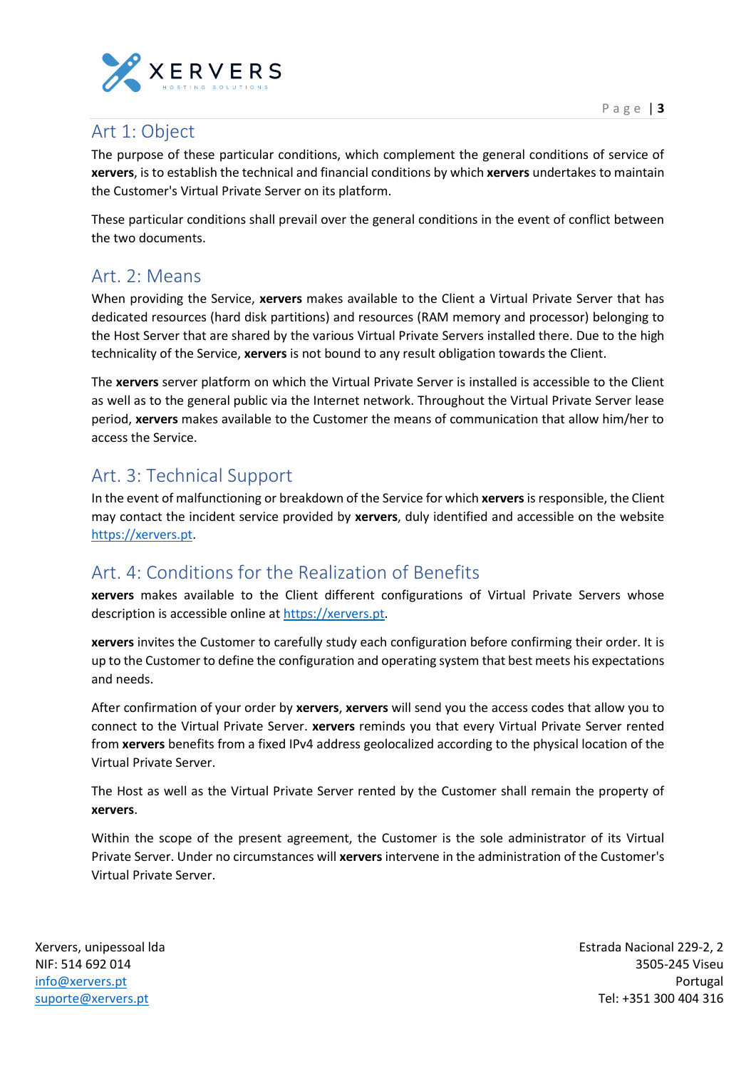## Art 1: Object

The purpose of these particular conditions, which complement the general conditions of service of **xervers**, is to establish the technical and financial conditions by which **xervers** undertakes to maintain the Customer's Virtual Private Server on its platform.

These particular conditions shall prevail over the general conditions in the event of conflict between the two documents.

## Art. 2: Means

When providing the Service, **xervers** makes available to the Client a Virtual Private Server that has dedicated resources (hard disk partitions) and resources (RAM memory and processor) belonging to the Host Server that are shared by the various Virtual Private Servers installed there. Due to the high technicality of the Service, **xervers** is not bound to any result obligation towards the Client.

The **xervers** server platform on which the Virtual Private Server is installed is accessible to the Client as well as to the general public via the Internet network. Throughout the Virtual Private Server lease period, **xervers** makes available to the Customer the means of communication that allow him/her to access the Service.

## Art. 3: Technical Support

In the event of malfunctioning or breakdown of the Service for which **xervers** is responsible, the Client may contact the incident service provided by **xervers**, duly identified and accessible on the website [https://xervers.pt](https://xervers.pt).

## Art. 4: Conditions for the Realization of Benefits

**xervers** makes available to the Client different configurations of Virtual Private Servers whose description is accessible online at [https://xervers.pt](https://xervers.pt).

**xervers** invites the Customer to carefully study each configuration before confirming their order. It is up to the Customer to define the configuration and operating system that best meets his expectations and needs.

After confirmation of your order by **xervers**, **xervers** will send you the access codes that allow you to connect to the Virtual Private Server. **xervers** reminds you that every Virtual Private Server rented from **xervers** benefits from a fixed IPv4 address geolocalized according to the physical location of the Virtual Private Server.

The Host as well as the Virtual Private Server rented by the Customer shall remain the property of **xervers**.

Within the scope of the present agreement, the Customer is the sole administrator of its Virtual Private Server. Under no circumstances will **xervers** intervene in the administration of the Customer's Virtual Private Server.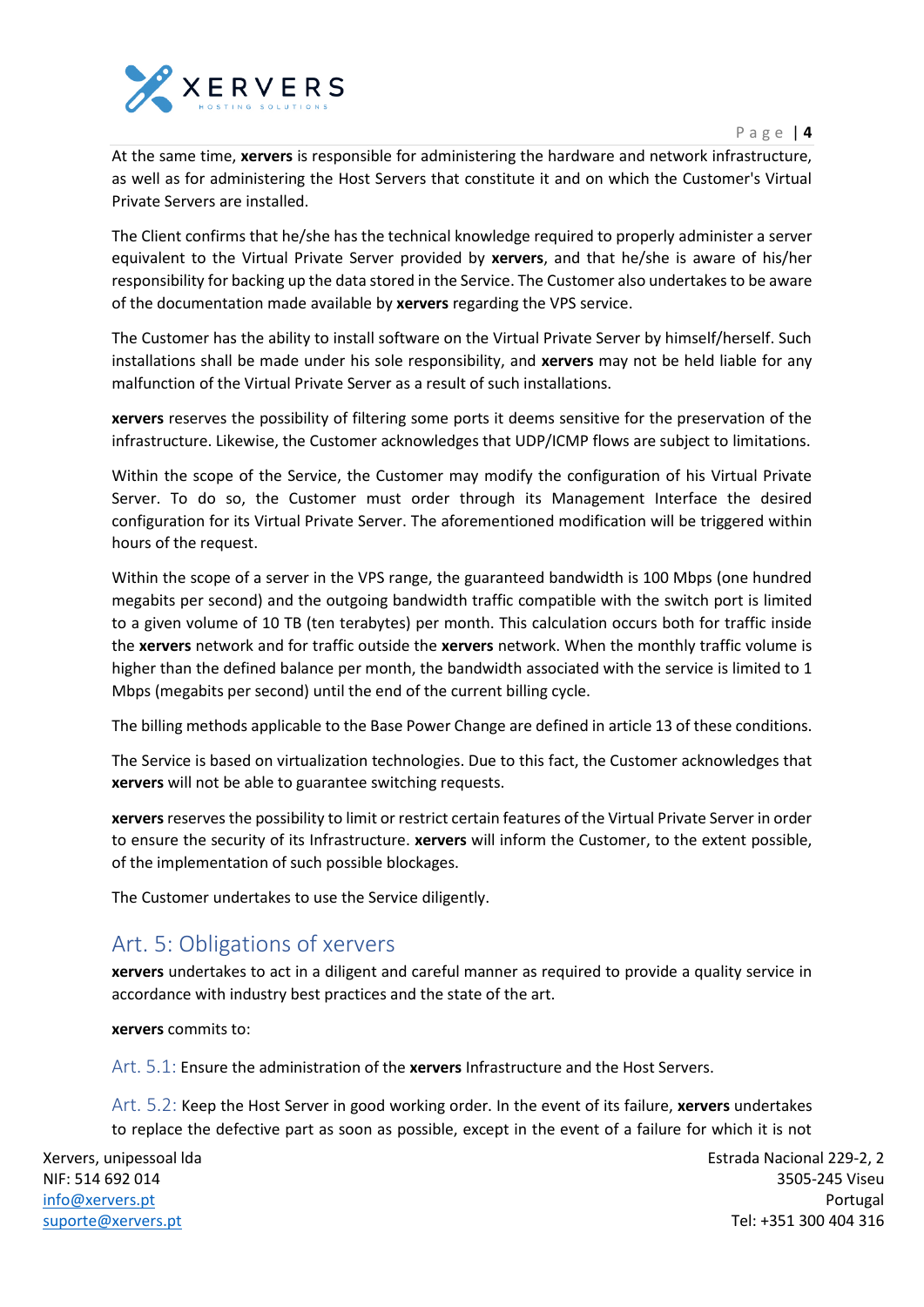At the same time, **xervers** is responsible for administering the hardware and network infrastructure, as well as for administering the Host Servers that constitute it and on which the Customer's Virtual Private Servers are installed.

The Client confirms that he/she has the technical knowledge required to properly administer a server equivalent to the Virtual Private Server provided by **xervers**, and that he/she is aware of his/her responsibility for backing up the data stored in the Service. The Customer also undertakes to be aware of the documentation made available by **xervers** regarding the VPS service.

The Customer has the ability to install software on the Virtual Private Server by himself/herself. Such installations shall be made under his sole responsibility, and **xervers** may not be held liable for any malfunction of the Virtual Private Server as a result of such installations.

**xervers** reserves the possibility of filtering some ports it deems sensitive for the preservation of the infrastructure. Likewise, the Customer acknowledges that UDP/ICMP flows are subject to limitations.

Within the scope of the Service, the Customer may modify the configuration of his Virtual Private Server. To do so, the Customer must order through its Management Interface the desired configuration for its Virtual Private Server. The aforementioned modification will be triggered within hours of the request.

Within the scope of a server in the VPS range, the guaranteed bandwidth is 100 Mbps (one hundred megabits per second) and the outgoing bandwidth traffic compatible with the switch port is limited to a given volume of 10 TB (ten terabytes) per month. This calculation occurs both for traffic inside the **xervers** network and for traffic outside the **xervers** network. When the monthly traffic volume is higher than the defined balance per month, the bandwidth associated with the service is limited to 1 Mbps (megabits per second) until the end of the current billing cycle.

The billing methods applicable to the Base Power Change are defined in article 13 of these conditions.

The Service is based on virtualization technologies. Due to this fact, the Customer acknowledges that **xervers** will not be able to guarantee switching requests.

**xervers** reserves the possibility to limit or restrict certain features of the Virtual Private Server in order to ensure the security of its Infrastructure. **xervers** will inform the Customer, to the extent possible, of the implementation of such possible blockages.

The Customer undertakes to use the Service diligently.

## Art. 5: Obligations of xervers

**xervers** undertakes to act in a diligent and careful manner as required to provide a quality service in accordance with industry best practices and the state of the art.

**xervers** commits to:

Art. 5.1: Ensure the administration of the **xervers** Infrastructure and the Host Servers.

Art. 5.2: Keep the Host Server in good working order. In the event of its failure, **xervers** undertakes to replace the defective part as soon as possible, except in the event of a failure for which it is not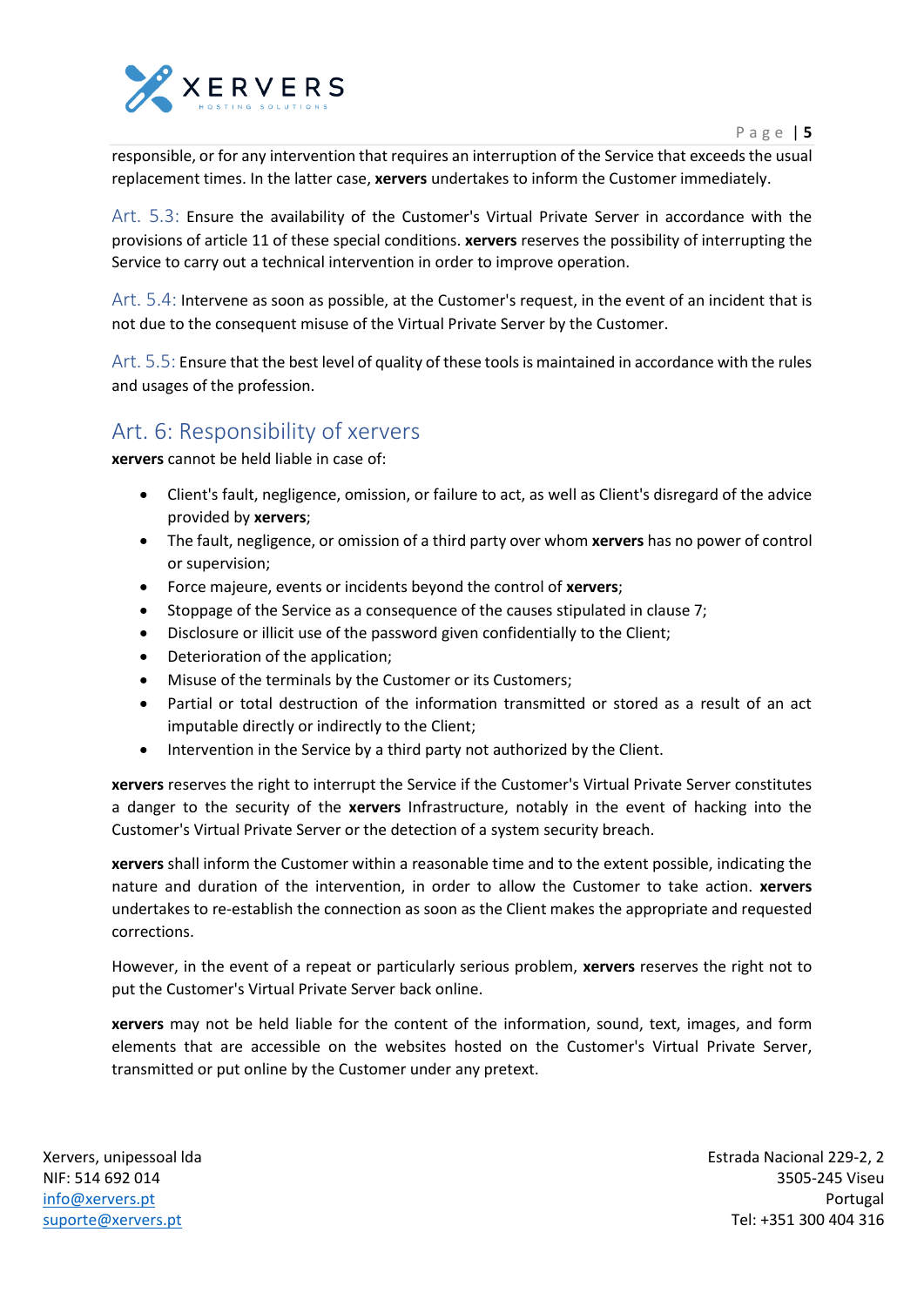responsible, or for any intervention that requires an interruption of the Service that exceeds the usual replacement times. In the latter case, **xervers** undertakes to inform the Customer immediately.

Art. 5.3: Ensure the availability of the Customer's Virtual Private Server in accordance with the provisions of article 11 of these special conditions. **xervers** reserves the possibility of interrupting the Service to carry out a technical intervention in order to improve operation.

Art. 5.4: Intervene as soon as possible, at the Customer's request, in the event of an incident that is not due to the consequent misuse of the Virtual Private Server by the Customer.

Art. 5.5: Ensure that the best level of quality of these tools is maintained in accordance with the rules and usages of the profession.

## Art. 6: Responsibility of xervers

**xervers** cannot be held liable in case of:

- Client's fault, negligence, omission, or failure to act, as well as Client's disregard of the advice provided by **xervers**;
- The fault, negligence, or omission of a third party over whom **xervers** has no power of control or supervision;
- Force majeure, events or incidents beyond the control of **xervers**;
- Stoppage of the Service as a consequence of the causes stipulated in clause 7;
- Disclosure or illicit use of the password given confidentially to the Client;
- Deterioration of the application;
- Misuse of the terminals by the Customer or its Customers;
- Partial or total destruction of the information transmitted or stored as a result of an act imputable directly or indirectly to the Client;
- Intervention in the Service by a third party not authorized by the Client.

**xervers** reserves the right to interrupt the Service if the Customer's Virtual Private Server constitutes a danger to the security of the **xervers** Infrastructure, notably in the event of hacking into the Customer's Virtual Private Server or the detection of a system security breach.

**xervers** shall inform the Customer within a reasonable time and to the extent possible, indicating the nature and duration of the intervention, in order to allow the Customer to take action. **xervers** undertakes to re-establish the connection as soon as the Client makes the appropriate and requested corrections.

However, in the event of a repeat or particularly serious problem, **xervers** reserves the right not to put the Customer's Virtual Private Server back online.

**xervers** may not be held liable for the content of the information, sound, text, images, and form elements that are accessible on the websites hosted on the Customer's Virtual Private Server, transmitted or put online by the Customer under any pretext.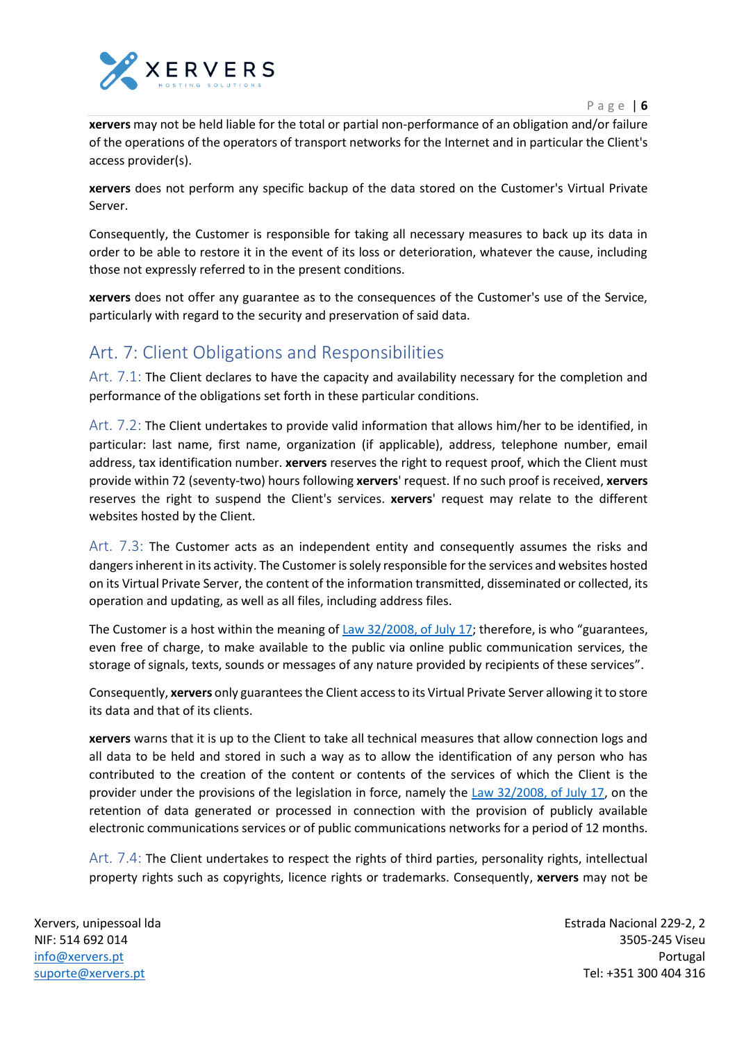**xervers** may not be held liable for the total or partial non-performance of an obligation and/or failure of the operations of the operators of transport networks for the Internet and in particular the Client's access provider(s).

**xervers** does not perform any specific backup of the data stored on the Customer's Virtual Private Server.

Consequently, the Customer is responsible for taking all necessary measures to back up its data in order to be able to restore it in the event of its loss or deterioration, whatever the cause, including those not expressly referred to in the present conditions.

**xervers** does not offer any guarantee as to the consequences of the Customer's use of the Service, particularly with regard to the security and preservation of said data.

## Art. 7: Client Obligations and Responsibilities

Art. 7.1: The Client declares to have the capacity and availability necessary for the completion and performance of the obligations set forth in these particular conditions.

Art. 7.2: The Client undertakes to provide valid information that allows him/her to be identified, in particular: last name, first name, organization (if applicable), address, telephone number, email address, tax identification number. **xervers** reserves the right to request proof, which the Client must provide within 72 (seventy-two) hours following **xervers**' request. If no such proof is received, **xervers** reserves the right to suspend the Client's services. **xervers**' request may relate to the different websites hosted by the Client.

Art. 7.3: The Customer acts as an independent entity and consequently assumes the risks and dangers inherent in its activity. The Customer is solely responsible for the services and websites hosted on its Virtual Private Server, the content of the information transmitted, disseminated or collected, its operation and updating, as well as all files, including address files.

The Customer is a host within the meaning of Law 32/2008, of July 17; therefore, is who "guarantees, even free of charge, to make available to the public via online public communication services, the storage of signals, texts, sounds or messages of any nature provided by recipients of these services".

Consequently, **xervers** only guarantees the Client access to its Virtual Private Server allowing it to store its data and that of its clients.

**xervers** warns that it is up to the Client to take all technical measures that allow connection logs and all data to be held and stored in such a way as to allow the identification of any person who has contributed to the creation of the content or contents of the services of which the Client is the provider under the provisions of the legislation in force, namely the Law 32/2008, of July 17, on the retention of data generated or processed in connection with the provision of publicly available electronic communications services or of public communications networks for a period of 12 months.

Art. 7.4: The Client undertakes to respect the rights of third parties, personality rights, intellectual property rights such as copyrights, licence rights or trademarks. Consequently, **xervers** may not be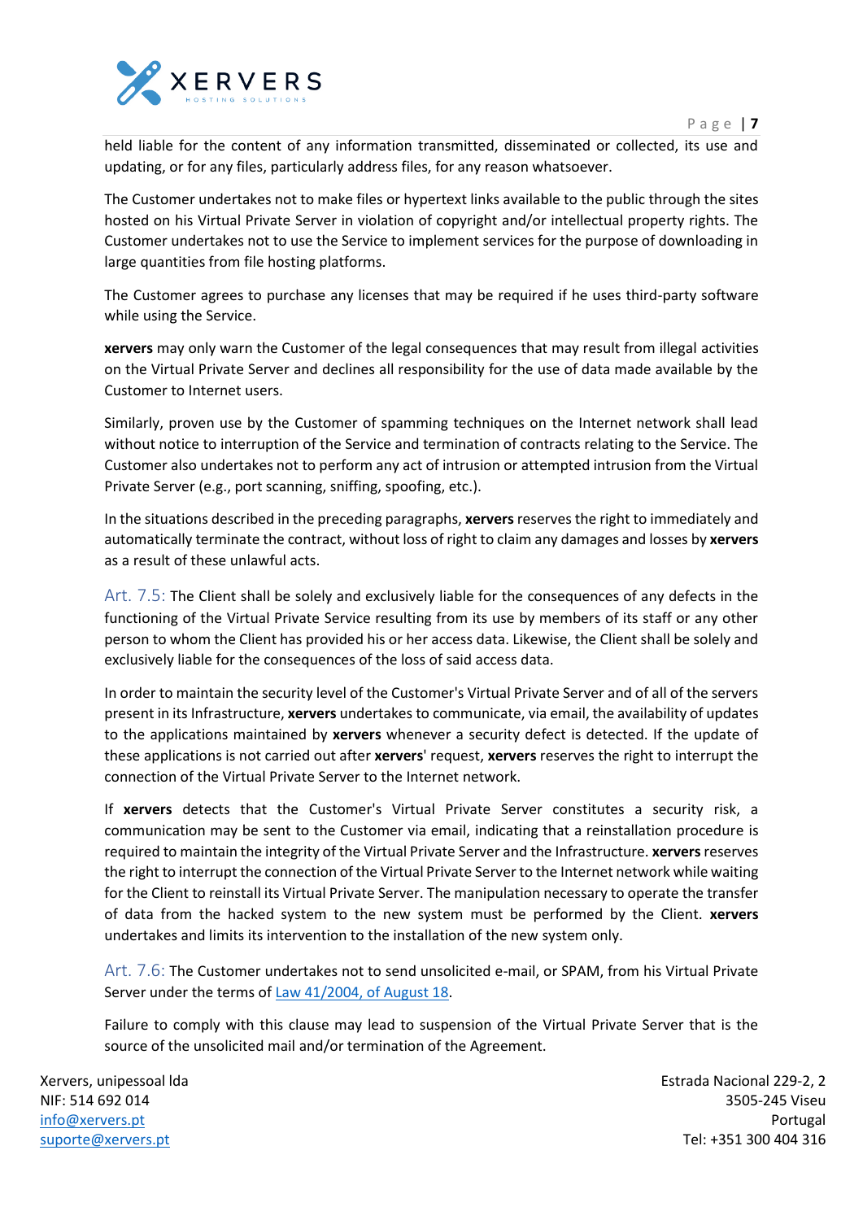held liable for the content of any information transmitted, disseminated or collected, its use and updating, or for any files, particularly address files, for any reason whatsoever.

The Customer undertakes not to make files or hypertext links available to the public through the sites hosted on his Virtual Private Server in violation of copyright and/or intellectual property rights. The Customer undertakes not to use the Service to implement services for the purpose of downloading in large quantities from file hosting platforms.

The Customer agrees to purchase any licenses that may be required if he uses third-party software while using the Service.

**xervers** may only warn the Customer of the legal consequences that may result from illegal activities on the Virtual Private Server and declines all responsibility for the use of data made available by the Customer to Internet users.

Similarly, proven use by the Customer of spamming techniques on the Internet network shall lead without notice to interruption of the Service and termination of contracts relating to the Service. The Customer also undertakes not to perform any act of intrusion or attempted intrusion from the Virtual Private Server (e.g., port scanning, sniffing, spoofing, etc.).

In the situations described in the preceding paragraphs, **xervers** reserves the right to immediately and automatically terminate the contract, without loss of right to claim any damages and losses by **xervers** as a result of these unlawful acts.

Art. 7.5: The Client shall be solely and exclusively liable for the consequences of any defects in the functioning of the Virtual Private Service resulting from its use by members of its staff or any other person to whom the Client has provided his or her access data. Likewise, the Client shall be solely and exclusively liable for the consequences of the loss of said access data.

In order to maintain the security level of the Customer's Virtual Private Server and of all of the servers present in its Infrastructure, **xervers** undertakes to communicate, via email, the availability of updates to the applications maintained by **xervers** whenever a security defect is detected. If the update of these applications is not carried out after **xervers**' request, **xervers** reserves the right to interrupt the connection of the Virtual Private Server to the Internet network.

If **xervers** detects that the Customer's Virtual Private Server constitutes a security risk, a communication may be sent to the Customer via email, indicating that a reinstallation procedure is required to maintain the integrity of the Virtual Private Server and the Infrastructure. **xervers** reserves the right to interrupt the connection of the Virtual Private Server to the Internet network while waiting for the Client to reinstall its Virtual Private Server. The manipulation necessary to operate the transfer of data from the hacked system to the new system must be performed by the Client. **xervers** undertakes and limits its intervention to the installation of the new system only.

Art. 7.6: The Customer undertakes not to send unsolicited e-mail, or SPAM, from his Virtual Private Server under the terms of Law 41/2004, of August 18.

Failure to comply with this clause may lead to suspension of the Virtual Private Server that is the source of the unsolicited mail and/or termination of the Agreement.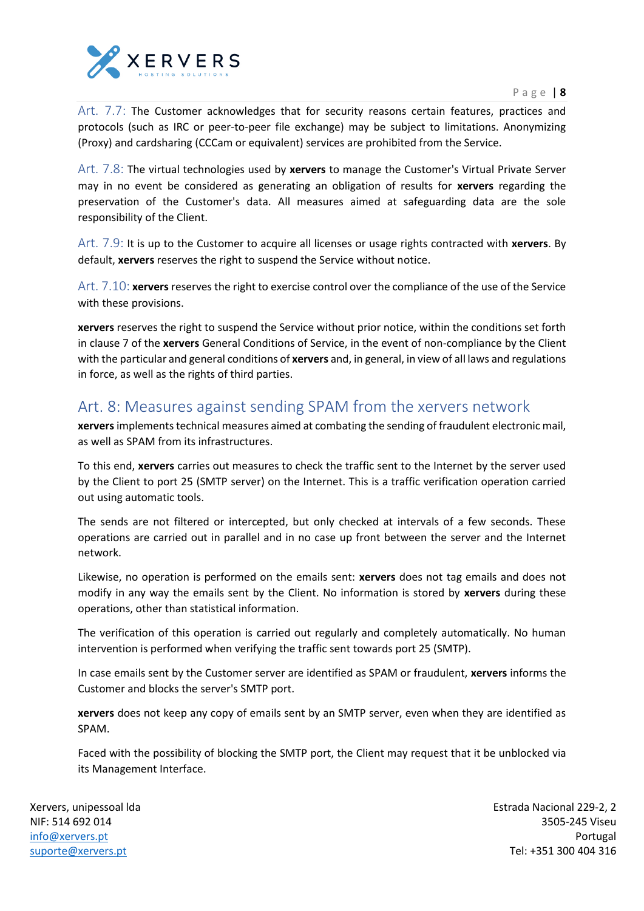Art. 7.7: The Customer acknowledges that for security reasons certain features, practices and protocols (such as IRC or peer-to-peer file exchange) may be subject to limitations. Anonymizing (Proxy) and cardsharing (CCCam or equivalent) services are prohibited from the Service.

Art. 7.8: The virtual technologies used by **xervers** to manage the Customer's Virtual Private Server may in no event be considered as generating an obligation of results for **xervers** regarding the preservation of the Customer's data. All measures aimed at safeguarding data are the sole responsibility of the Client.

Art. 7.9: It is up to the Customer to acquire all licenses or usage rights contracted with **xervers**. By default, **xervers** reserves the right to suspend the Service without notice.

Art. 7.10: **xervers** reserves the right to exercise control over the compliance of the use of the Service with these provisions.

**xervers** reserves the right to suspend the Service without prior notice, within the conditions set forth in clause 7 of the **xervers** General Conditions of Service, in the event of non-compliance by the Client with the particular and general conditions of **xervers** and, in general, in view of all laws and regulations in force, as well as the rights of third parties.

## Art. 8: Measures against sending SPAM from the xervers network

**xervers** implements technical measures aimed at combating the sending of fraudulent electronic mail, as well as SPAM from its infrastructures.

To this end, **xervers** carries out measures to check the traffic sent to the Internet by the server used by the Client to port 25 (SMTP server) on the Internet. This is a traffic verification operation carried out using automatic tools.

The sends are not filtered or intercepted, but only checked at intervals of a few seconds. These operations are carried out in parallel and in no case up front between the server and the Internet network.

Likewise, no operation is performed on the emails sent: **xervers** does not tag emails and does not modify in any way the emails sent by the Client. No information is stored by **xervers** during these operations, other than statistical information.

The verification of this operation is carried out regularly and completely automatically. No human intervention is performed when verifying the traffic sent towards port 25 (SMTP).

In case emails sent by the Customer server are identified as SPAM or fraudulent, **xervers** informs the Customer and blocks the server's SMTP port.

**xervers** does not keep any copy of emails sent by an SMTP server, even when they are identified as SPAM.

Faced with the possibility of blocking the SMTP port, the Client may request that it be unblocked via its Management Interface.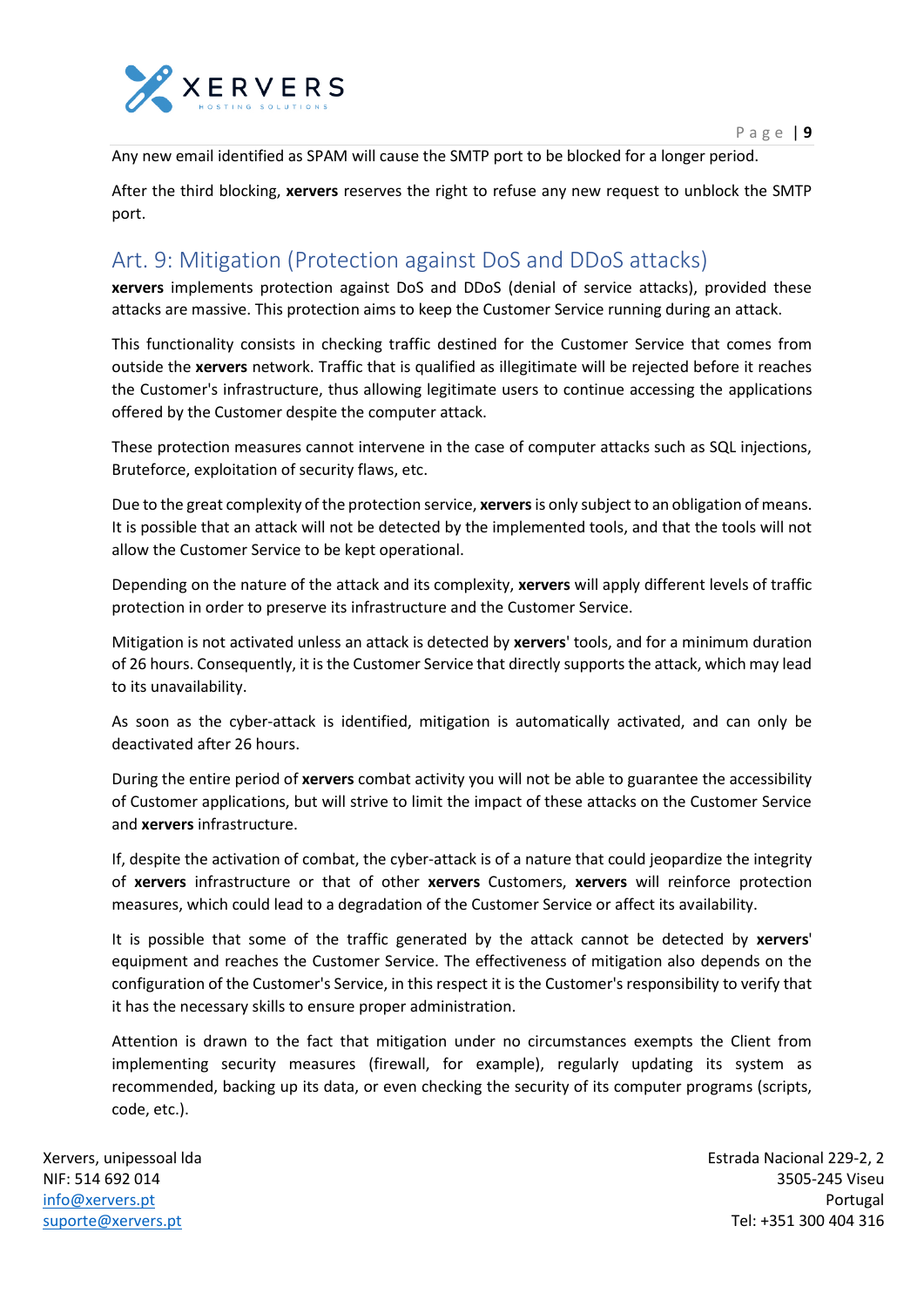Any new email identified as SPAM will cause the SMTP port to be blocked for a longer period.

After the third blocking, **xervers** reserves the right to refuse any new request to unblock the SMTP port.

## Art. 9: Mitigation (Protection against DoS and DDoS attacks)

**xervers** implements protection against DoS and DDoS (denial of service attacks), provided these attacks are massive. This protection aims to keep the Customer Service running during an attack.

This functionality consists in checking traffic destined for the Customer Service that comes from outside the **xervers** network. Traffic that is qualified as illegitimate will be rejected before it reaches the Customer's infrastructure, thus allowing legitimate users to continue accessing the applications offered by the Customer despite the computer attack.

These protection measures cannot intervene in the case of computer attacks such as SQL injections, Bruteforce, exploitation of security flaws, etc.

Due to the great complexity of the protection service, **xervers** is only subject to an obligation of means. It is possible that an attack will not be detected by the implemented tools, and that the tools will not allow the Customer Service to be kept operational.

Depending on the nature of the attack and its complexity, **xervers** will apply different levels of traffic protection in order to preserve its infrastructure and the Customer Service.

Mitigation is not activated unless an attack is detected by **xervers**' tools, and for a minimum duration of 26 hours. Consequently, it is the Customer Service that directly supports the attack, which may lead to its unavailability.

As soon as the cyber-attack is identified, mitigation is automatically activated, and can only be deactivated after 26 hours.

During the entire period of **xervers** combat activity you will not be able to guarantee the accessibility of Customer applications, but will strive to limit the impact of these attacks on the Customer Service and **xervers** infrastructure.

If, despite the activation of combat, the cyber-attack is of a nature that could jeopardize the integrity of **xervers** infrastructure or that of other **xervers** Customers, **xervers** will reinforce protection measures, which could lead to a degradation of the Customer Service or affect its availability.

It is possible that some of the traffic generated by the attack cannot be detected by **xervers**' equipment and reaches the Customer Service. The effectiveness of mitigation also depends on the configuration of the Customer's Service, in this respect it is the Customer's responsibility to verify that it has the necessary skills to ensure proper administration.

Attention is drawn to the fact that mitigation under no circumstances exempts the Client from implementing security measures (firewall, for example), regularly updating its system as recommended, backing up its data, or even checking the security of its computer programs (scripts, code, etc.).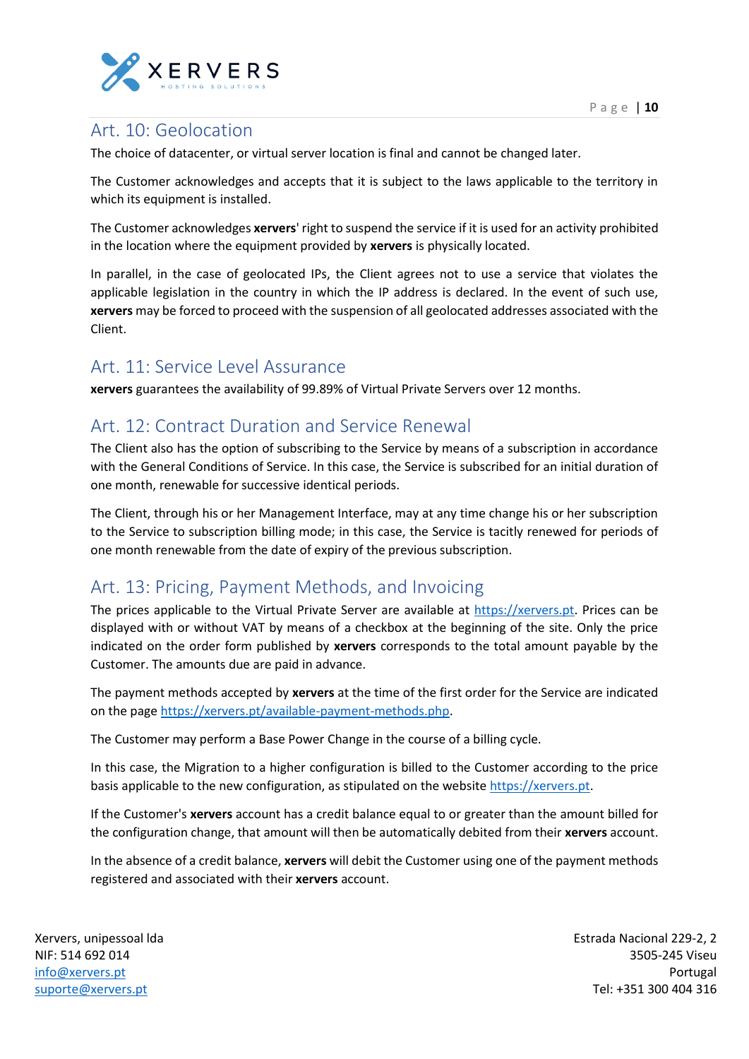## Art. 10: Geolocation

The choice of datacenter, or virtual server location is final and cannot be changed later.

The Customer acknowledges and accepts that it is subject to the laws applicable to the territory in which its equipment is installed.

The Customer acknowledges **xervers**' right to suspend the service if it is used for an activity prohibited in the location where the equipment provided by **xervers** is physically located.

In parallel, in the case of geolocated IPs, the Client agrees not to use a service that violates the applicable legislation in the country in which the IP address is declared. In the event of such use, **xervers** may be forced to proceed with the suspension of all geolocated addresses associated with the Client.

## Art. 11: Service Level Assurance

**xervers** guarantees the availability of 99.89% of Virtual Private Servers over 12 months.

## Art. 12: Contract Duration and Service Renewal

The Client also has the option of subscribing to the Service by means of a subscription in accordance with the General Conditions of Service. In this case, the Service is subscribed for an initial duration of one month, renewable for successive identical periods.

The Client, through his or her Management Interface, may at any time change his or her subscription to the Service to subscription billing mode; in this case, the Service is tacitly renewed for periods of one month renewable from the date of expiry of the previous subscription.

## Art. 13: Pricing, Payment Methods, and Invoicing

The prices applicable to the Virtual Private Server are available at https://xervers.pt. Prices can be displayed with or without VAT by means of a checkbox at the beginning of the site. Only the price indicated on the order form published by **xervers** corresponds to the total amount payable by the Customer. The amounts due are paid in advance.

The payment methods accepted by **xervers** at the time of the first order for the Service are indicated on the page https://xervers.pt/available-payment-methods.php.

The Customer may perform a Base Power Change in the course of a billing cycle.

In this case, the Migration to a higher configuration is billed to the Customer according to the price basis applicable to the new configuration, as stipulated on the website https://xervers.pt.

If the Customer's **xervers** account has a credit balance equal to or greater than the amount billed for the configuration change, that amount will then be automatically debited from their **xervers** account.

In the absence of a credit balance, **xervers** will debit the Customer using one of the payment methods registered and associated with their **xervers** account.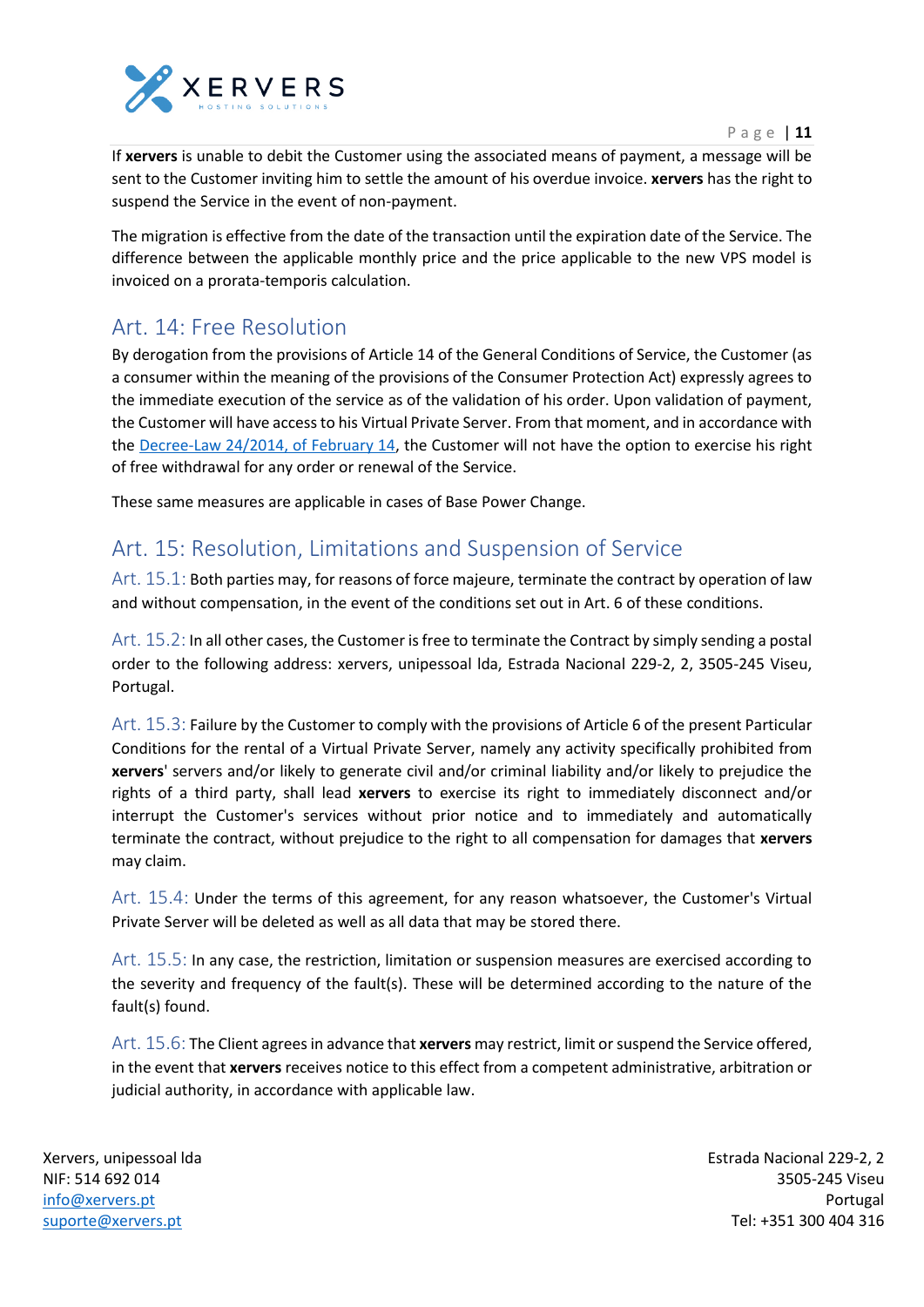If **xervers** is unable to debit the Customer using the associated means of payment, a message will be sent to the Customer inviting him to settle the amount of his overdue invoice. **xervers** has the right to suspend the Service in the event of non-payment.

The migration is effective from the date of the transaction until the expiration date of the Service. The difference between the applicable monthly price and the price applicable to the new VPS model is invoiced on a prorata-temporis calculation.

## Art. 14: Free Resolution

By derogation from the provisions of Article 14 of the General Conditions of Service, the Customer (as a consumer within the meaning of the provisions of the Consumer Protection Act) expressly agrees to the immediate execution of the service as of the validation of his order. Upon validation of payment, the Customer will have access to his Virtual Private Server. From that moment, and in accordance with the Decree-Law 24/2014, of February 14, the Customer will not have the option to exercise his right of free withdrawal for any order or renewal of the Service.

These same measures are applicable in cases of Base Power Change.

## Art. 15: Resolution, Limitations and Suspension of Service

Art. 15.1: Both parties may, for reasons of force majeure, terminate the contract by operation of law and without compensation, in the event of the conditions set out in Art. 6 of these conditions.

Art. 15.2: In all other cases, the Customer is free to terminate the Contract by simply sending a postal order to the following address: xervers, unipessoal lda, Estrada Nacional 229-2, 2, 3505-245 Viseu, Portugal.

Art. 15.3: Failure by the Customer to comply with the provisions of Article 6 of the present Particular Conditions for the rental of a Virtual Private Server, namely any activity specifically prohibited from **xervers**' servers and/or likely to generate civil and/or criminal liability and/or likely to prejudice the rights of a third party, shall lead **xervers** to exercise its right to immediately disconnect and/or interrupt the Customer's services without prior notice and to immediately and automatically terminate the contract, without prejudice to the right to all compensation for damages that **xervers** may claim.

Art. 15.4: Under the terms of this agreement, for any reason whatsoever, the Customer's Virtual Private Server will be deleted as well as all data that may be stored there.

Art. 15.5: In any case, the restriction, limitation or suspension measures are exercised according to the severity and frequency of the fault(s). These will be determined according to the nature of the fault(s) found.

Art. 15.6: The Client agrees in advance that **xervers** may restrict, limit or suspend the Service offered, in the event that **xervers** receives notice to this effect from a competent administrative, arbitration or judicial authority, in accordance with applicable law.